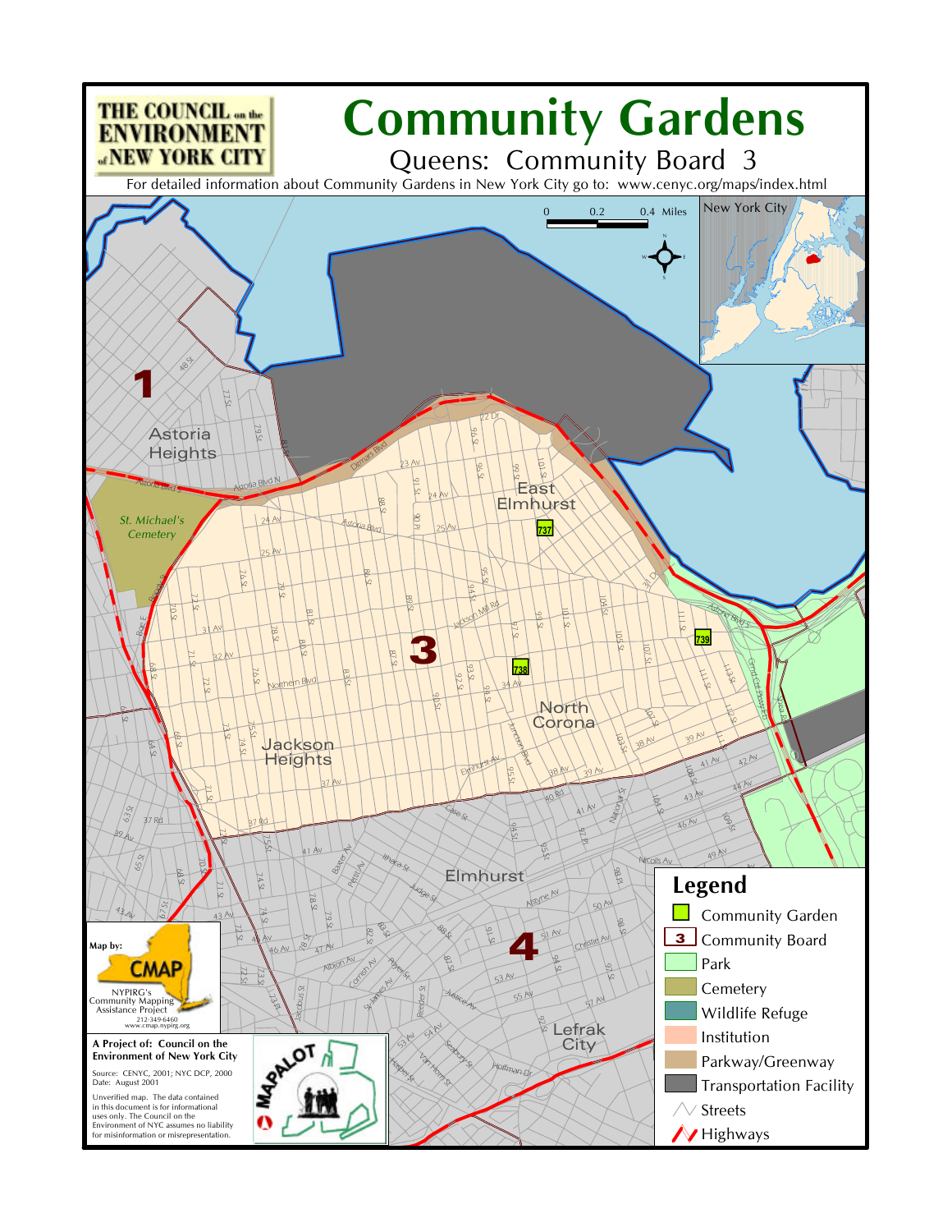THE COUNCIL on the ENVIRONMENT of NEW YORK CITY

# Community Gardens

## Queens: Community Board 3

For detailed information about Community Gardens in New York City go to: www.cenyc.org/maps/index.html

## Legend

- Community Garden
- Community Board
- Park
- Cemetery
- Wildlife Refuge
- Institution
- Parkway/Greenway
- Transportation Facility
- Streets
- Highways

Map by:

CMAP

NYPIRG's Community Mapping Assistance Project

212-349-6460

www.cmap.nypirg.org

**A Project of: Council on the Environment of New York City**

Source: CENYC, 2001; NYC DCP, 2000

Date: August 2001

Unverified map. The data contained in this document is for informational uses only. The Council on the Environment of NYC assumes no liability for misinformation or misrepresentation.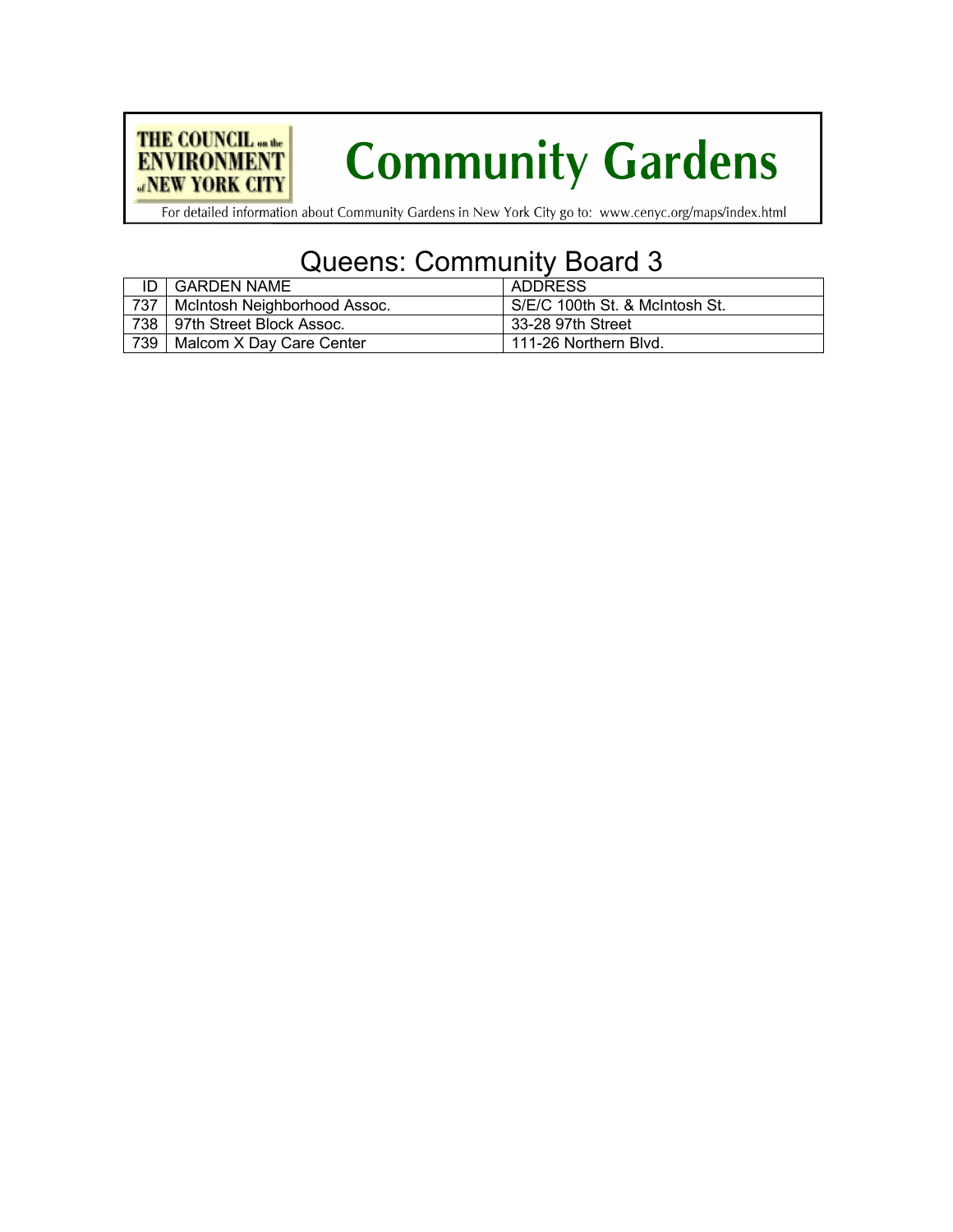THE COUNCIL on the ENVIRONMENT of NEW YORK CITY

# Community Gardens

For detailed information about Community Gardens in New York City go to: www.cenyc.org/maps/index.html

## Queens: Community Board 3

| ID | GARDEN NAME | ADDRESS |
|---|---|---|
| 737 | McIntosh Neighborhood Assoc. | S/E/C 100th St. & McIntosh St. |
| 738 | 97th Street Block Assoc. | 33-28 97th Street |
| 739 | Malcom X Day Care Center | 111-26 Northern Blvd. |